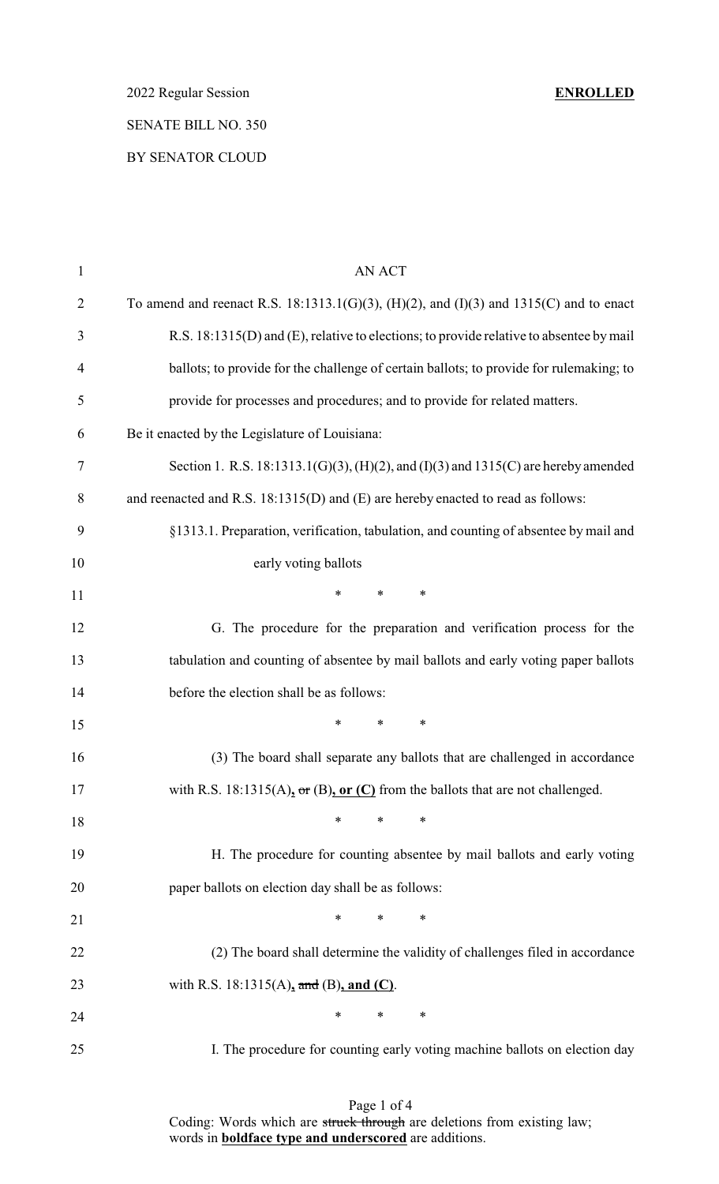2022 Regular Session **ENROLLED**

SENATE BILL NO. 350

BY SENATOR CLOUD

AN ACT

To amend and reenact R.S. 18:1313.1(G)(3), (H)(2), and (I)(3) and 1315(C) and to enact R.S. 18:1315(D) and (E), relative to elections; to provide relative to absentee by mail ballots; to provide for the challenge of certain ballots; to provide for rulemaking; to provide for processes and procedures; and to provide for related matters.

Be it enacted by the Legislature of Louisiana:

Section 1. R.S. 18:1313.1(G)(3), (H)(2), and (I)(3) and 1315(C) are hereby amended and reenacted and R.S. 18:1315(D) and (E) are hereby enacted to read as follows:

§1313.1. Preparation, verification, tabulation, and counting of absentee by mail and early voting ballots

\* \* \*

G. The procedure for the preparation and verification process for the tabulation and counting of absentee by mail ballots and early voting paper ballots before the election shall be as follows:

\* \* \*

(3) The board shall separate any ballots that are challenged in accordance with R.S. 18:1315(A)**,** ~~or~~ (B)**, or (C)** from the ballots that are not challenged.

\* \* \*

H. The procedure for counting absentee by mail ballots and early voting paper ballots on election day shall be as follows:

\* \* \*

(2) The board shall determine the validity of challenges filed in accordance with R.S. 18:1315(A)**,** ~~and~~ (B)**, and (C)**.

\* \* \*

I. The procedure for counting early voting machine ballots on election day

Coding: Words which are ~~struck through~~ are deletions from existing law; words in **boldface type and underscored** are additions.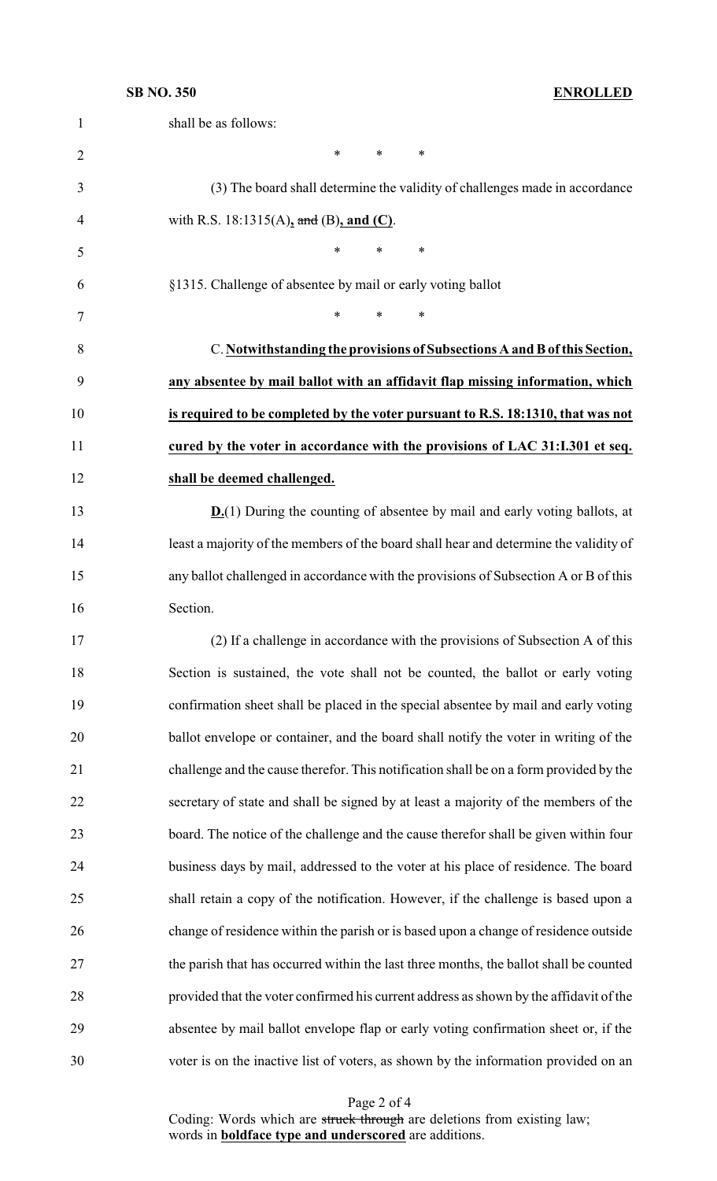shall be as follows:

\* \* \*

(3) The board shall determine the validity of challenges made in accordance with R.S. 18:1315(A)**,** ~~and~~ (B)**, and (C)**.

\* \* \*

§1315. Challenge of absentee by mail or early voting ballot

\* \* \*

C. **Notwithstanding the provisions of Subsections A and B of this Section, any absentee by mail ballot with an affidavit flap missing information, which is required to be completed by the voter pursuant to R.S. 18:1310, that was not cured by the voter in accordance with the provisions of LAC 31:I.301 et seq. shall be deemed challenged.**

**D.**(1) During the counting of absentee by mail and early voting ballots, at least a majority of the members of the board shall hear and determine the validity of any ballot challenged in accordance with the provisions of Subsection A or B of this Section.

(2) If a challenge in accordance with the provisions of Subsection A of this Section is sustained, the vote shall not be counted, the ballot or early voting confirmation sheet shall be placed in the special absentee by mail and early voting ballot envelope or container, and the board shall notify the voter in writing of the challenge and the cause therefor. This notification shall be on a form provided by the secretary of state and shall be signed by at least a majority of the members of the board. The notice of the challenge and the cause therefor shall be given within four business days by mail, addressed to the voter at his place of residence. The board shall retain a copy of the notification. However, if the challenge is based upon a change of residence within the parish or is based upon a change of residence outside the parish that has occurred within the last three months, the ballot shall be counted provided that the voter confirmed his current address as shown by the affidavit of the absentee by mail ballot envelope flap or early voting confirmation sheet or, if the voter is on the inactive list of voters, as shown by the information provided on an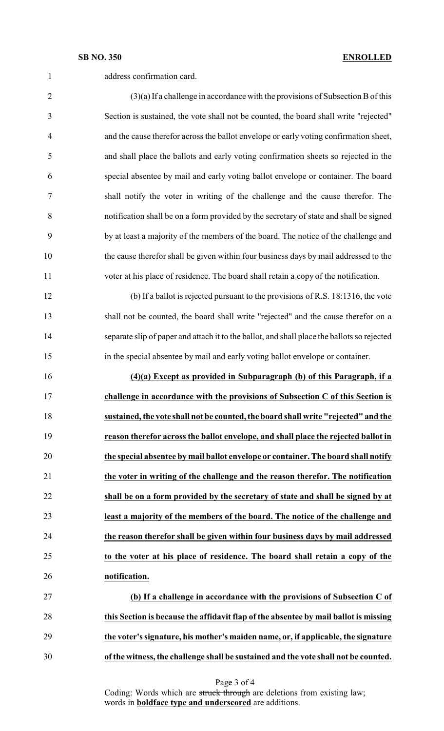address confirmation card.

(3)(a) If a challenge in accordance with the provisions of Subsection B of this Section is sustained, the vote shall not be counted, the board shall write "rejected" and the cause therefor across the ballot envelope or early voting confirmation sheet, and shall place the ballots and early voting confirmation sheets so rejected in the special absentee by mail and early voting ballot envelope or container. The board shall notify the voter in writing of the challenge and the cause therefor. The notification shall be on a form provided by the secretary of state and shall be signed by at least a majority of the members of the board. The notice of the challenge and the cause therefor shall be given within four business days by mail addressed to the voter at his place of residence. The board shall retain a copy of the notification.

(b) If a ballot is rejected pursuant to the provisions of R.S. 18:1316, the vote shall not be counted, the board shall write "rejected" and the cause therefor on a separate slip of paper and attach it to the ballot, and shall place the ballots so rejected in the special absentee by mail and early voting ballot envelope or container.

**(4)(a) Except as provided in Subparagraph (b) of this Paragraph, if a challenge in accordance with the provisions of Subsection C of this Section is sustained, the vote shall not be counted, the board shall write "rejected" and the reason therefor across the ballot envelope, and shall place the rejected ballot in the special absentee by mail ballot envelope or container. The board shall notify the voter in writing of the challenge and the reason therefor. The notification shall be on a form provided by the secretary of state and shall be signed by at least a majority of the members of the board. The notice of the challenge and the reason therefor shall be given within four business days by mail addressed to the voter at his place of residence. The board shall retain a copy of the notification.**

**(b) If a challenge in accordance with the provisions of Subsection C of this Section is because the affidavit flap of the absentee by mail ballot is missing the voter's signature, his mother's maiden name, or, if applicable, the signature of the witness, the challenge shall be sustained and the vote shall not be counted.**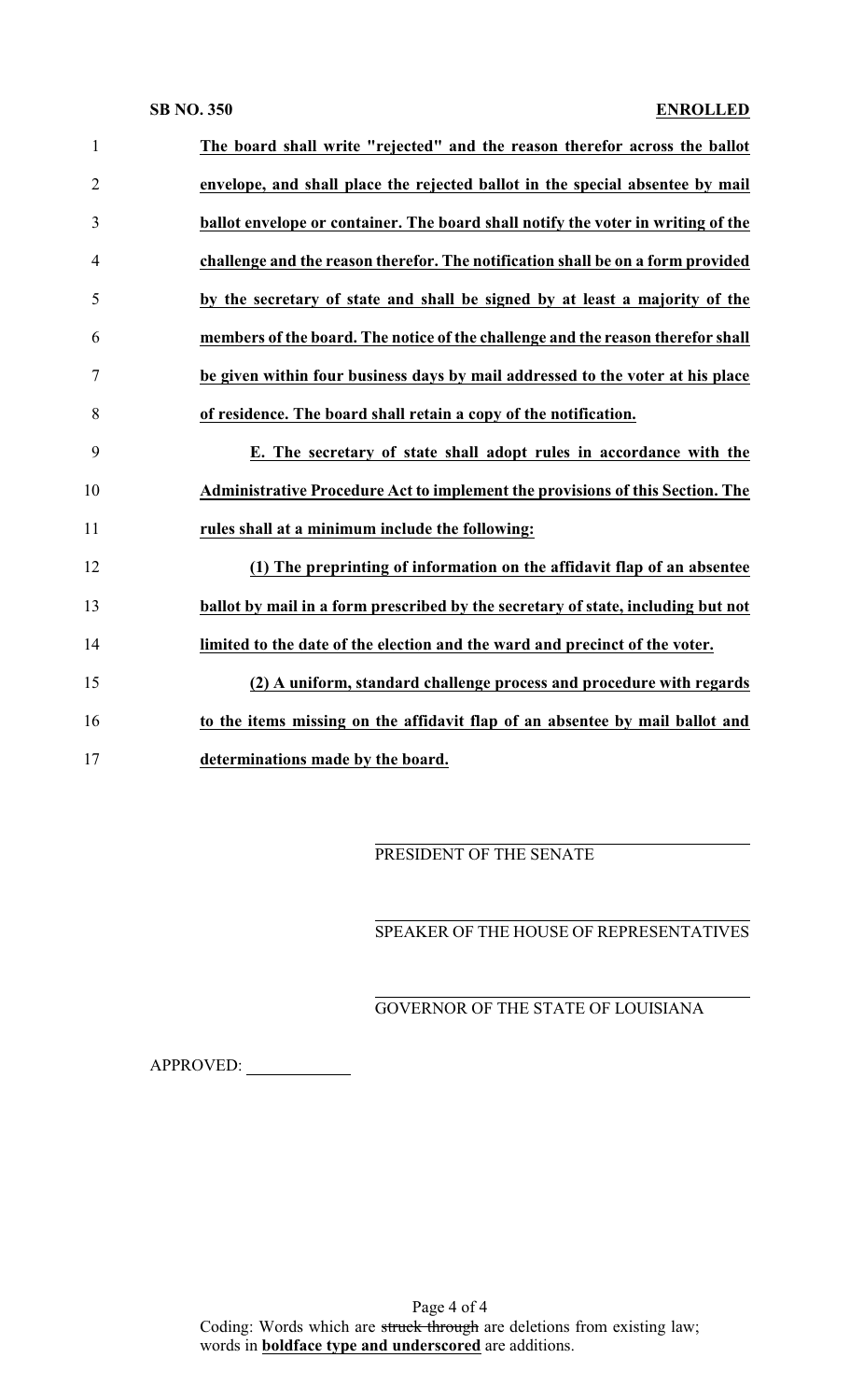**SB NO. 350** **ENROLLED**

**The board shall write "rejected" and the reason therefor across the ballot envelope, and shall place the rejected ballot in the special absentee by mail ballot envelope or container. The board shall notify the voter in writing of the challenge and the reason therefor. The notification shall be on a form provided by the secretary of state and shall be signed by at least a majority of the members of the board. The notice of the challenge and the reason therefor shall be given within four business days by mail addressed to the voter at his place of residence. The board shall retain a copy of the notification.**

**E. The secretary of state shall adopt rules in accordance with the Administrative Procedure Act to implement the provisions of this Section. The rules shall at a minimum include the following:**

**(1) The preprinting of information on the affidavit flap of an absentee ballot by mail in a form prescribed by the secretary of state, including but not limited to the date of the election and the ward and precinct of the voter.**

**(2) A uniform, standard challenge process and procedure with regards to the items missing on the affidavit flap of an absentee by mail ballot and determinations made by the board.**

PRESIDENT OF THE SENATE

SPEAKER OF THE HOUSE OF REPRESENTATIVES

GOVERNOR OF THE STATE OF LOUISIANA

APPROVED: 

Coding: Words which are ~~struck through~~ are deletions from existing law; words in **boldface type and underscored** are additions.